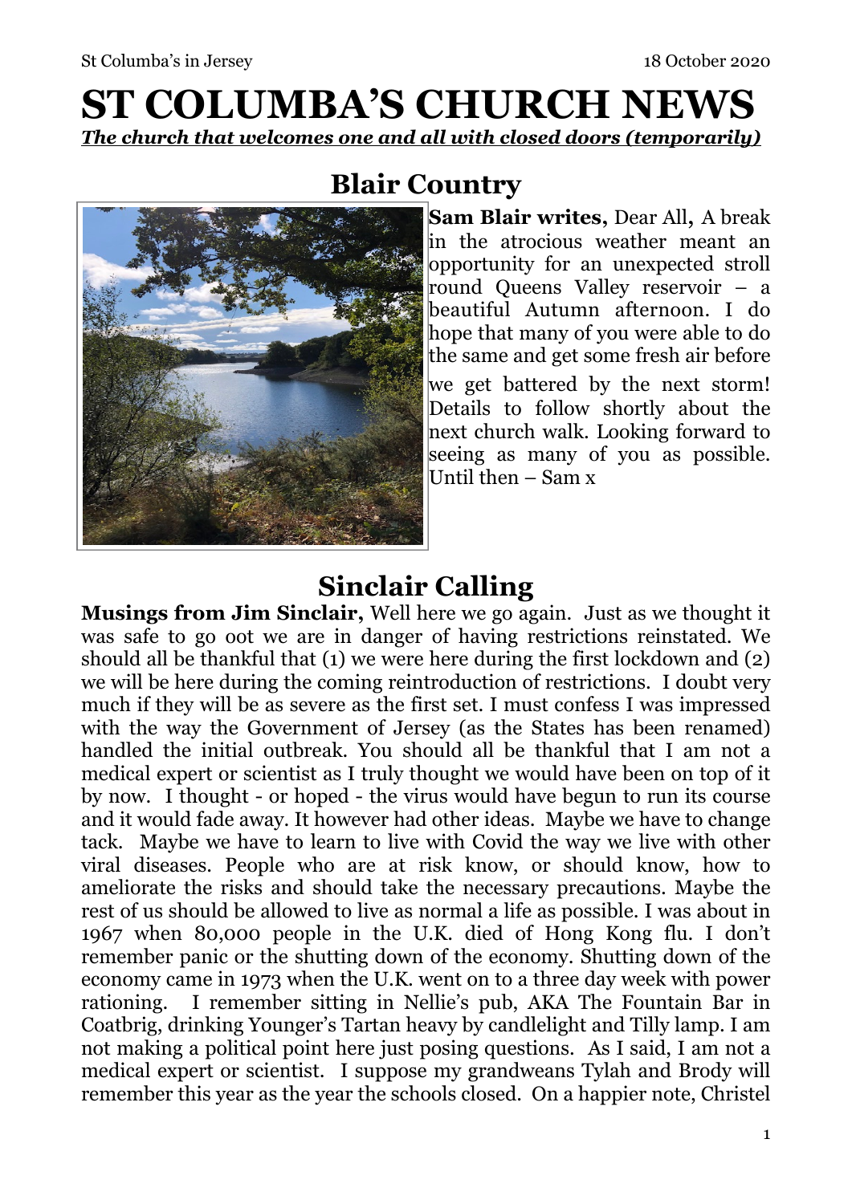# ST COLUMBA'S CHURCH NEWS

***The church that welcomes one and all with closed doors (temporarily)***

## Blair Country

**Sam Blair writes,** Dear All**,** A break in the atrocious weather meant an opportunity for an unexpected stroll round Queens Valley reservoir – a beautiful Autumn afternoon. I do hope that many of you were able to do the same and get some fresh air before we get battered by the next storm! Details to follow shortly about the next church walk. Looking forward to seeing as many of you as possible. Until then – Sam x

## Sinclair Calling

**Musings from Jim Sinclair,** Well here we go again. Just as we thought it was safe to go oot we are in danger of having restrictions reinstated. We should all be thankful that (1) we were here during the first lockdown and (2) we will be here during the coming reintroduction of restrictions. I doubt very much if they will be as severe as the first set. I must confess I was impressed with the way the Government of Jersey (as the States has been renamed) handled the initial outbreak. You should all be thankful that I am not a medical expert or scientist as I truly thought we would have been on top of it by now. I thought - or hoped - the virus would have begun to run its course and it would fade away. It however had other ideas. Maybe we have to change tack. Maybe we have to learn to live with Covid the way we live with other viral diseases. People who are at risk know, or should know, how to ameliorate the risks and should take the necessary precautions. Maybe the rest of us should be allowed to live as normal a life as possible. I was about in 1967 when 80,000 people in the U.K. died of Hong Kong flu. I don't remember panic or the shutting down of the economy. Shutting down of the economy came in 1973 when the U.K. went on to a three day week with power rationing. I remember sitting in Nellie's pub, AKA The Fountain Bar in Coatbrig, drinking Younger's Tartan heavy by candlelight and Tilly lamp. I am not making a political point here just posing questions. As I said, I am not a medical expert or scientist. I suppose my grandweans Tylah and Brody will remember this year as the year the schools closed. On a happier note, Christel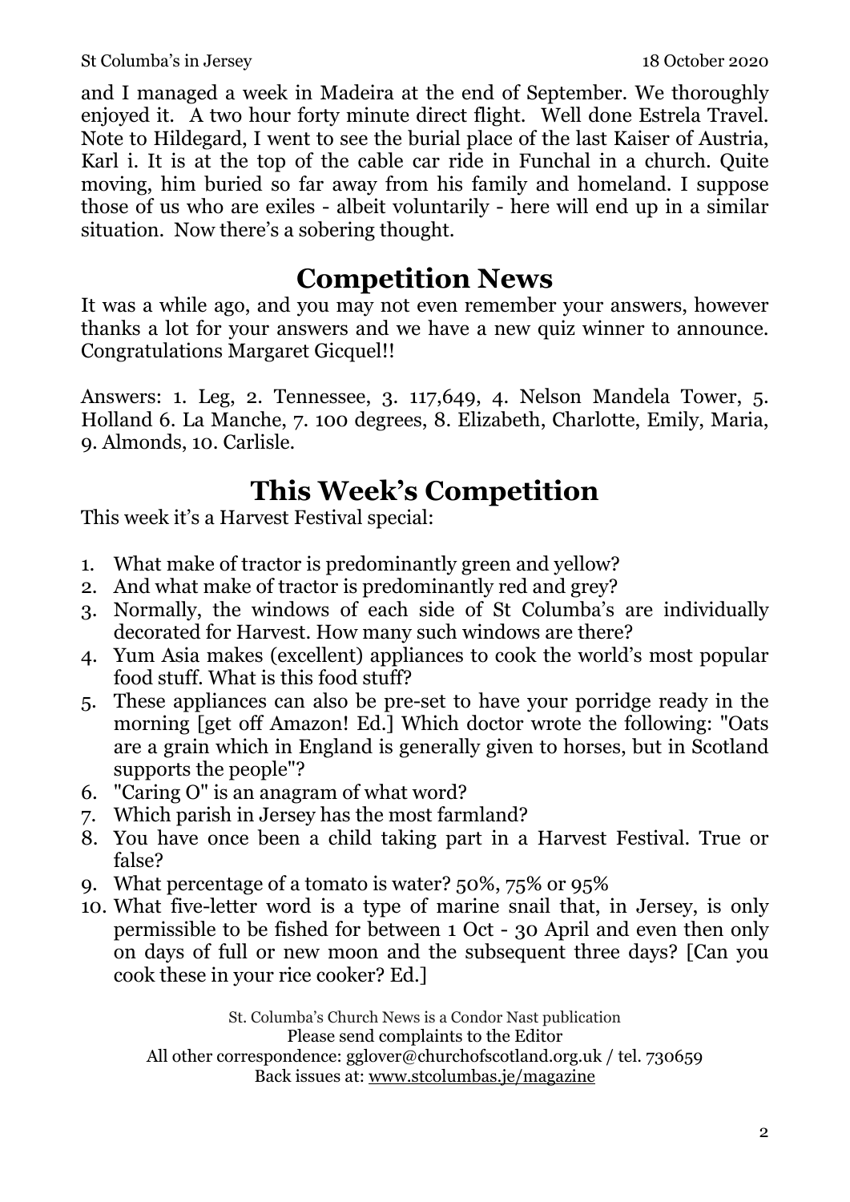and I managed a week in Madeira at the end of September. We thoroughly enjoyed it. A two hour forty minute direct flight. Well done Estrela Travel. Note to Hildegard, I went to see the burial place of the last Kaiser of Austria, Karl i. It is at the top of the cable car ride in Funchal in a church. Quite moving, him buried so far away from his family and homeland. I suppose those of us who are exiles - albeit voluntarily - here will end up in a similar situation. Now there's a sobering thought.

# Competition News

It was a while ago, and you may not even remember your answers, however thanks a lot for your answers and we have a new quiz winner to announce. Congratulations Margaret Gicquel!!

Answers: 1. Leg, 2. Tennessee, 3. 117,649, 4. Nelson Mandela Tower, 5. Holland 6. La Manche, 7. 100 degrees, 8. Elizabeth, Charlotte, Emily, Maria, 9. Almonds, 10. Carlisle.

# This Week's Competition

This week it's a Harvest Festival special:

1. What make of tractor is predominantly green and yellow?
2. And what make of tractor is predominantly red and grey?
3. Normally, the windows of each side of St Columba's are individually decorated for Harvest. How many such windows are there?
4. Yum Asia makes (excellent) appliances to cook the world's most popular food stuff. What is this food stuff?
5. These appliances can also be pre-set to have your porridge ready in the morning [get off Amazon! Ed.] Which doctor wrote the following: "Oats are a grain which in England is generally given to horses, but in Scotland supports the people"?
6. "Caring O" is an anagram of what word?
7. Which parish in Jersey has the most farmland?
8. You have once been a child taking part in a Harvest Festival. True or false?
9. What percentage of a tomato is water? 50%, 75% or 95%
10. What five-letter word is a type of marine snail that, in Jersey, is only permissible to be fished for between 1 Oct - 30 April and even then only on days of full or new moon and the subsequent three days? [Can you cook these in your rice cooker? Ed.]

St. Columba's Church News is a Condor Nast publication
Please send complaints to the Editor
All other correspondence: gglover@churchofscotland.org.uk / tel. 730659
Back issues at: www.stcolumbas.je/magazine